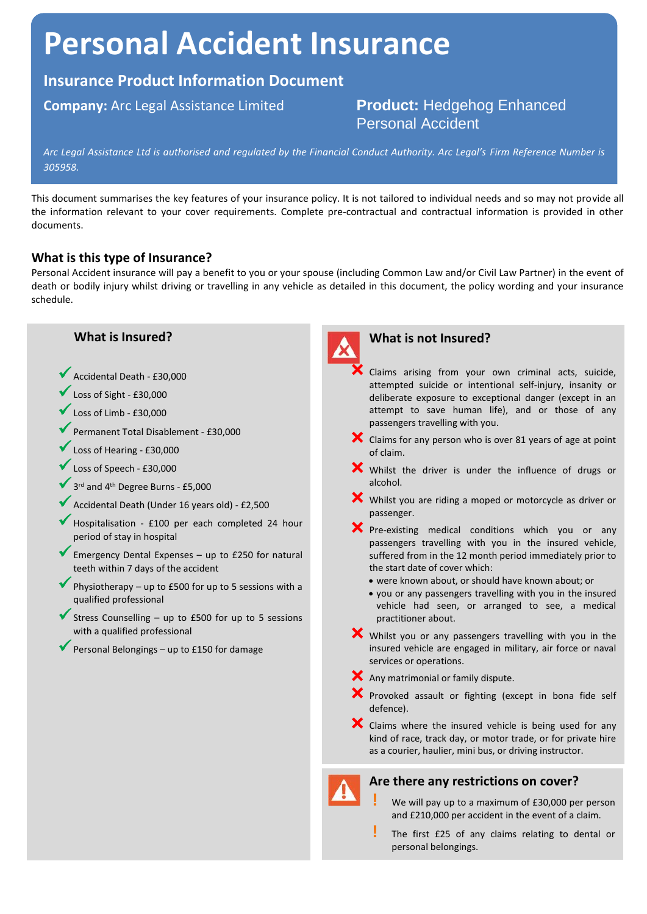# Personal Accident Insurance

## Insurance Product Information Document

**Company:** Arc Legal Assistance Limited

**Product:** Hedgehog Enhanced Personal Accident

*Arc Legal Assistance Ltd is authorised and regulated by the Financial Conduct Authority. Arc Legal's Firm Reference Number is 305958.*

This document summarises the key features of your insurance policy. It is not tailored to individual needs and so may not provide all the information relevant to your cover requirements. Complete pre-contractual and contractual information is provided in other documents.

### What is this type of Insurance?

Personal Accident insurance will pay a benefit to you or your spouse (including Common Law and/or Civil Law Partner) in the event of death or bodily injury whilst driving or travelling in any vehicle as detailed in this document, the policy wording and your insurance schedule.

### What is Insured?

- ✓ Accidental Death - £30,000
- ✓ Loss of Sight - £30,000
- ✓ Loss of Limb - £30,000
- ✓ Permanent Total Disablement - £30,000
- ✓ Loss of Hearing - £30,000
- ✓ Loss of Speech - £30,000
- ✓ 3rd and 4th Degree Burns - £5,000
- ✓ Accidental Death (Under 16 years old) - £2,500
- ✓ Hospitalisation - £100 per each completed 24 hour period of stay in hospital
- ✓ Emergency Dental Expenses – up to £250 for natural teeth within 7 days of the accident
- ✓ Physiotherapy – up to £500 for up to 5 sessions with a qualified professional
- ✓ Stress Counselling – up to £500 for up to 5 sessions with a qualified professional
- ✓ Personal Belongings – up to £150 for damage

### What is not Insured?

- ✗ Claims arising from your own criminal acts, suicide, attempted suicide or intentional self-injury, insanity or deliberate exposure to exceptional danger (except in an attempt to save human life), and or those of any passengers travelling with you.
- ✗ Claims for any person who is over 81 years of age at point of claim.
- ✗ Whilst the driver is under the influence of drugs or alcohol.
- ✗ Whilst you are riding a moped or motorcycle as driver or passenger.
- ✗ Pre-existing medical conditions which you or any passengers travelling with you in the insured vehicle, suffered from in the 12 month period immediately prior to the start date of cover which:
  - were known about, or should have known about; or
  - you or any passengers travelling with you in the insured vehicle had seen, or arranged to see, a medical practitioner about.
- ✗ Whilst you or any passengers travelling with you in the insured vehicle are engaged in military, air force or naval services or operations.
- ✗ Any matrimonial or family dispute.
- ✗ Provoked assault or fighting (except in bona fide self defence).
- ✗ Claims where the insured vehicle is being used for any kind of race, track day, or motor trade, or for private hire as a courier, haulier, mini bus, or driving instructor.

### Are there any restrictions on cover?

- ! We will pay up to a maximum of £30,000 per person and £210,000 per accident in the event of a claim.
- ! The first £25 of any claims relating to dental or personal belongings.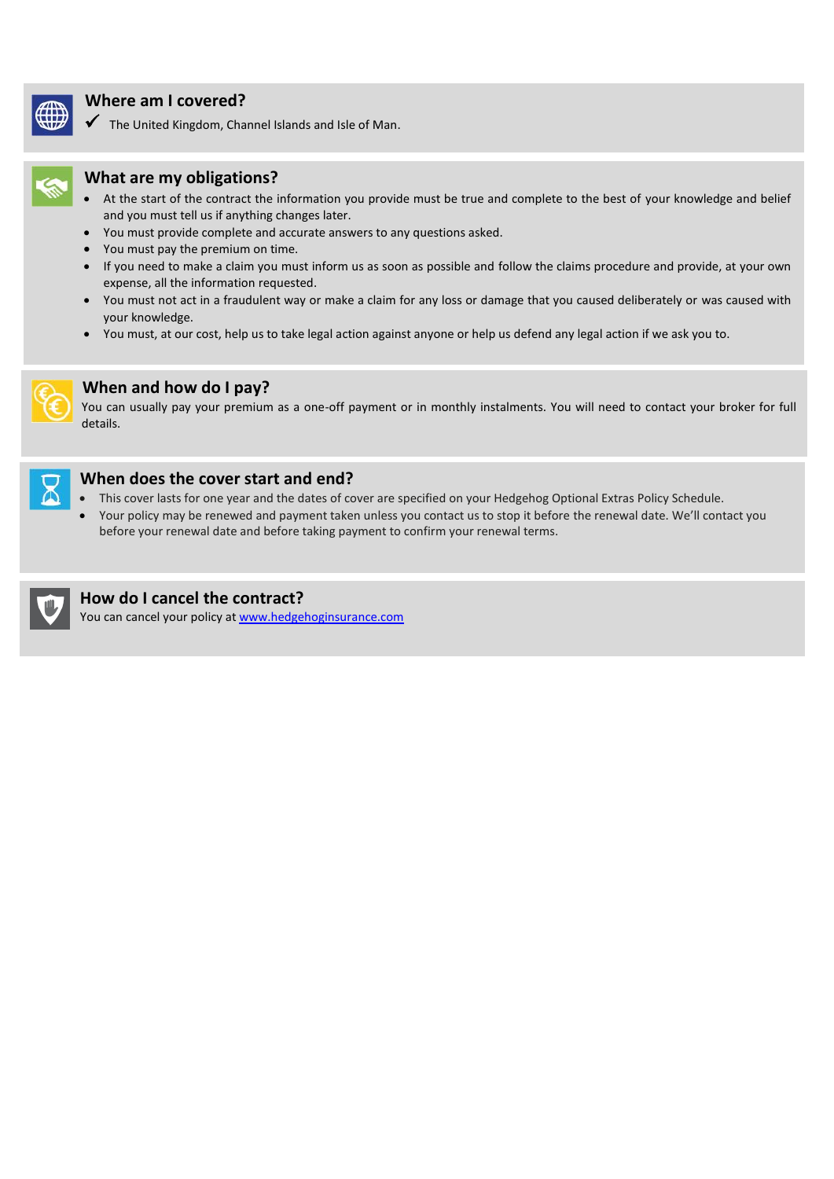## Where am I covered?

✔ The United Kingdom, Channel Islands and Isle of Man.

## What are my obligations?

- At the start of the contract the information you provide must be true and complete to the best of your knowledge and belief and you must tell us if anything changes later.
- You must provide complete and accurate answers to any questions asked.
- You must pay the premium on time.
- If you need to make a claim you must inform us as soon as possible and follow the claims procedure and provide, at your own expense, all the information requested.
- You must not act in a fraudulent way or make a claim for any loss or damage that you caused deliberately or was caused with your knowledge.
- You must, at our cost, help us to take legal action against anyone or help us defend any legal action if we ask you to.

## When and how do I pay?

You can usually pay your premium as a one-off payment or in monthly instalments. You will need to contact your broker for full details.

## When does the cover start and end?

- This cover lasts for one year and the dates of cover are specified on your Hedgehog Optional Extras Policy Schedule.
- Your policy may be renewed and payment taken unless you contact us to stop it before the renewal date. We'll contact you before your renewal date and before taking payment to confirm your renewal terms.

## How do I cancel the contract?

You can cancel your policy at www.hedgehoginsurance.com